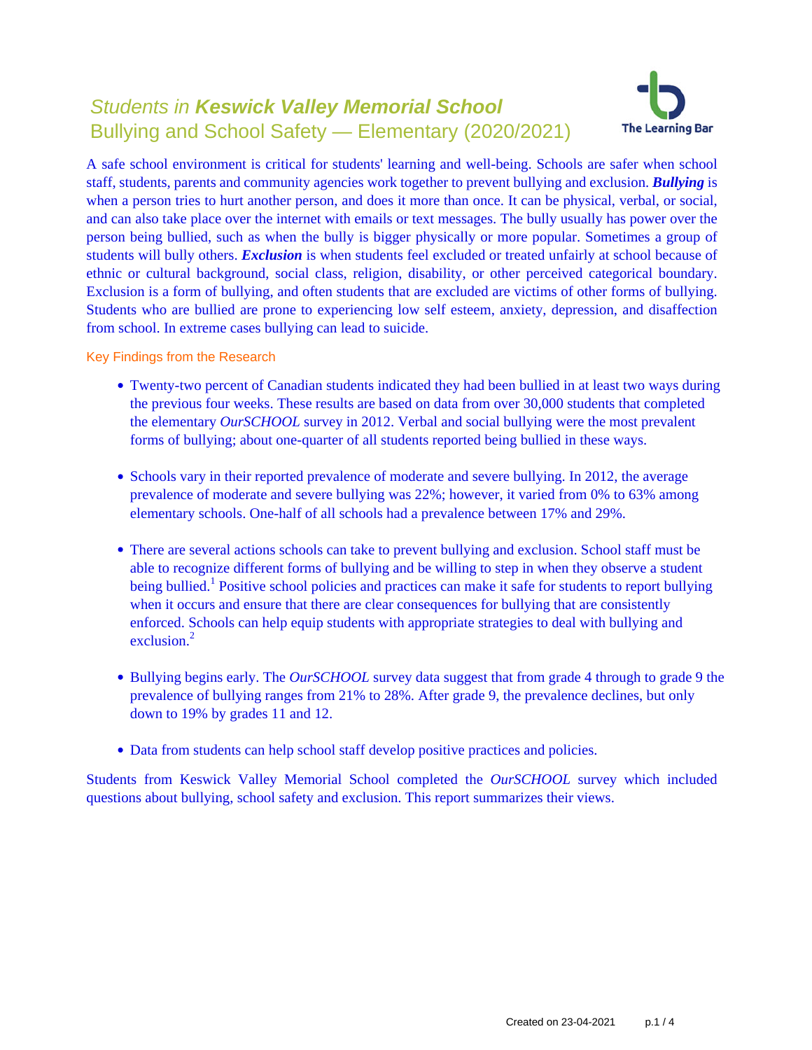# *Students in* ***Keswick Valley Memorial School***
## Bullying and School Safety — Elementary (2020/2021)

The Learning Bar

A safe school environment is critical for students' learning and well-being. Schools are safer when school staff, students, parents and community agencies work together to prevent bullying and exclusion. ***Bullying*** is when a person tries to hurt another person, and does it more than once. It can be physical, verbal, or social, and can also take place over the internet with emails or text messages. The bully usually has power over the person being bullied, such as when the bully is bigger physically or more popular. Sometimes a group of students will bully others. ***Exclusion*** is when students feel excluded or treated unfairly at school because of ethnic or cultural background, social class, religion, disability, or other perceived categorical boundary. Exclusion is a form of bullying, and often students that are excluded are victims of other forms of bullying. Students who are bullied are prone to experiencing low self esteem, anxiety, depression, and disaffection from school. In extreme cases bullying can lead to suicide.

### Key Findings from the Research

- Twenty-two percent of Canadian students indicated they had been bullied in at least two ways during the previous four weeks. These results are based on data from over 30,000 students that completed the elementary *OurSCHOOL* survey in 2012. Verbal and social bullying were the most prevalent forms of bullying; about one-quarter of all students reported being bullied in these ways.

- Schools vary in their reported prevalence of moderate and severe bullying. In 2012, the average prevalence of moderate and severe bullying was 22%; however, it varied from 0% to 63% among elementary schools. One-half of all schools had a prevalence between 17% and 29%.

- There are several actions schools can take to prevent bullying and exclusion. School staff must be able to recognize different forms of bullying and be willing to step in when they observe a student being bullied.[1] Positive school policies and practices can make it safe for students to report bullying when it occurs and ensure that there are clear consequences for bullying that are consistently enforced. Schools can help equip students with appropriate strategies to deal with bullying and exclusion.[2]

- Bullying begins early. The *OurSCHOOL* survey data suggest that from grade 4 through to grade 9 the prevalence of bullying ranges from 21% to 28%. After grade 9, the prevalence declines, but only down to 19% by grades 11 and 12.

- Data from students can help school staff develop positive practices and policies.

Students from Keswick Valley Memorial School completed the *OurSCHOOL* survey which included questions about bullying, school safety and exclusion. This report summarizes their views.

Created on 23-04-2021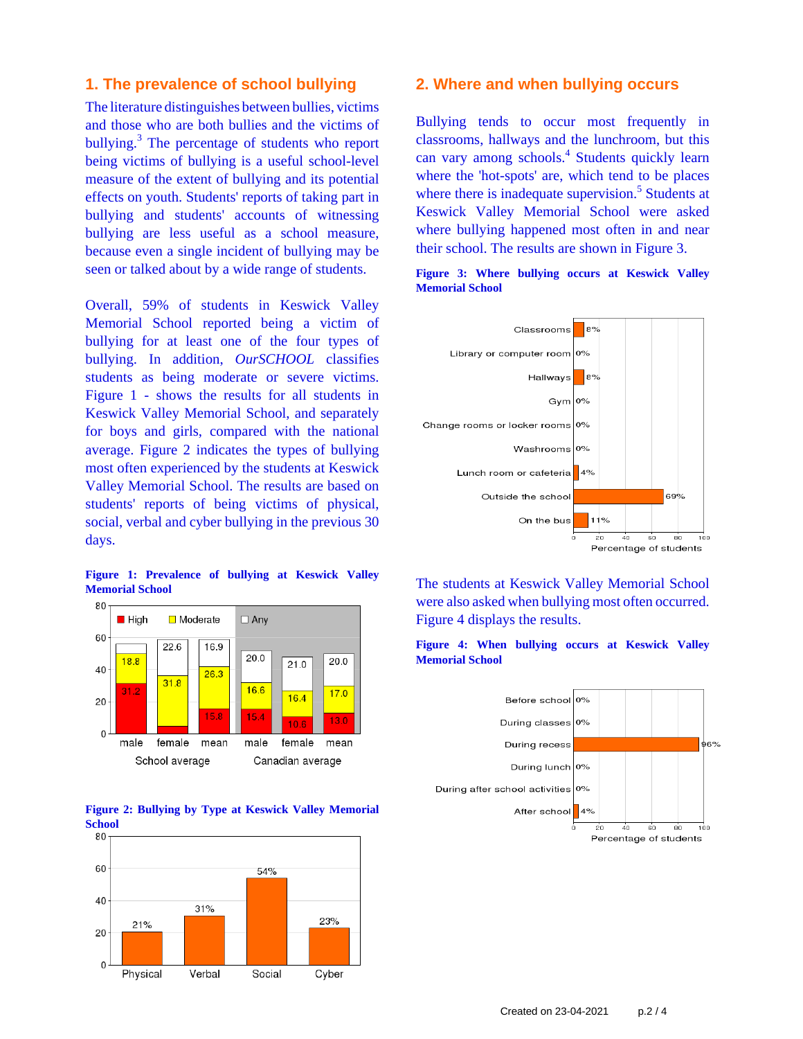## 1. The prevalence of school bullying

The literature distinguishes between bullies, victims and those who are both bullies and the victims of bullying.[3] The percentage of students who report being victims of bullying is a useful school-level measure of the extent of bullying and its potential effects on youth. Students' reports of taking part in bullying and students' accounts of witnessing bullying are less useful as a school measure, because even a single incident of bullying may be seen or talked about by a wide range of students.

Overall, 59% of students in Keswick Valley Memorial School reported being a victim of bullying for at least one of the four types of bullying. In addition, *OurSCHOOL* classifies students as being moderate or severe victims. Figure 1 - shows the results for all students in Keswick Valley Memorial School, and separately for boys and girls, compared with the national average. Figure 2 indicates the types of bullying most often experienced by the students at Keswick Valley Memorial School. The results are based on students' reports of being victims of physical, social, verbal and cyber bullying in the previous 30 days.

**Figure 1: Prevalence of bullying at Keswick Valley Memorial School**

| | School average: male | School average: female | School average: mean | Canadian average: male | Canadian average: female | Canadian average: mean |
|---|---|---|---|---|---|---|
| High | 31.2 | | 15.8 | 15.4 | 10.6 | 13.0 |
| Moderate | 18.8 | 31.8 | 26.3 | 16.6 | 16.4 | 17.0 |
| Any | | 22.6 | 16.9 | 20.0 | 21.0 | 20.0 |

**Figure 2: Bullying by Type at Keswick Valley Memorial School**

| Physical | Verbal | Social | Cyber |
|---|---|---|---|
| 21% | 31% | 54% | 23% |

## 2. Where and when bullying occurs

Bullying tends to occur most frequently in classrooms, hallways and the lunchroom, but this can vary among schools.[4] Students quickly learn where the 'hot-spots' are, which tend to be places where there is inadequate supervision.[5] Students at Keswick Valley Memorial School were asked where bullying happened most often in and near their school. The results are shown in Figure 3.

**Figure 3: Where bullying occurs at Keswick Valley Memorial School**

| Location | Percentage of students |
|---|---|
| Classrooms | 8% |
| Library or computer room | 0% |
| Hallways | 8% |
| Gym | 0% |
| Change rooms or locker rooms | 0% |
| Washrooms | 0% |
| Lunch room or cafeteria | 4% |
| Outside the school | 69% |
| On the bus | 11% |

The students at Keswick Valley Memorial School were also asked when bullying most often occurred. Figure 4 displays the results.

**Figure 4: When bullying occurs at Keswick Valley Memorial School**

| Time | Percentage of students |
|---|---|
| Before school | 0% |
| During classes | 0% |
| During recess | 96% |
| During lunch | 0% |
| During after school activities | 0% |
| After school | 4% |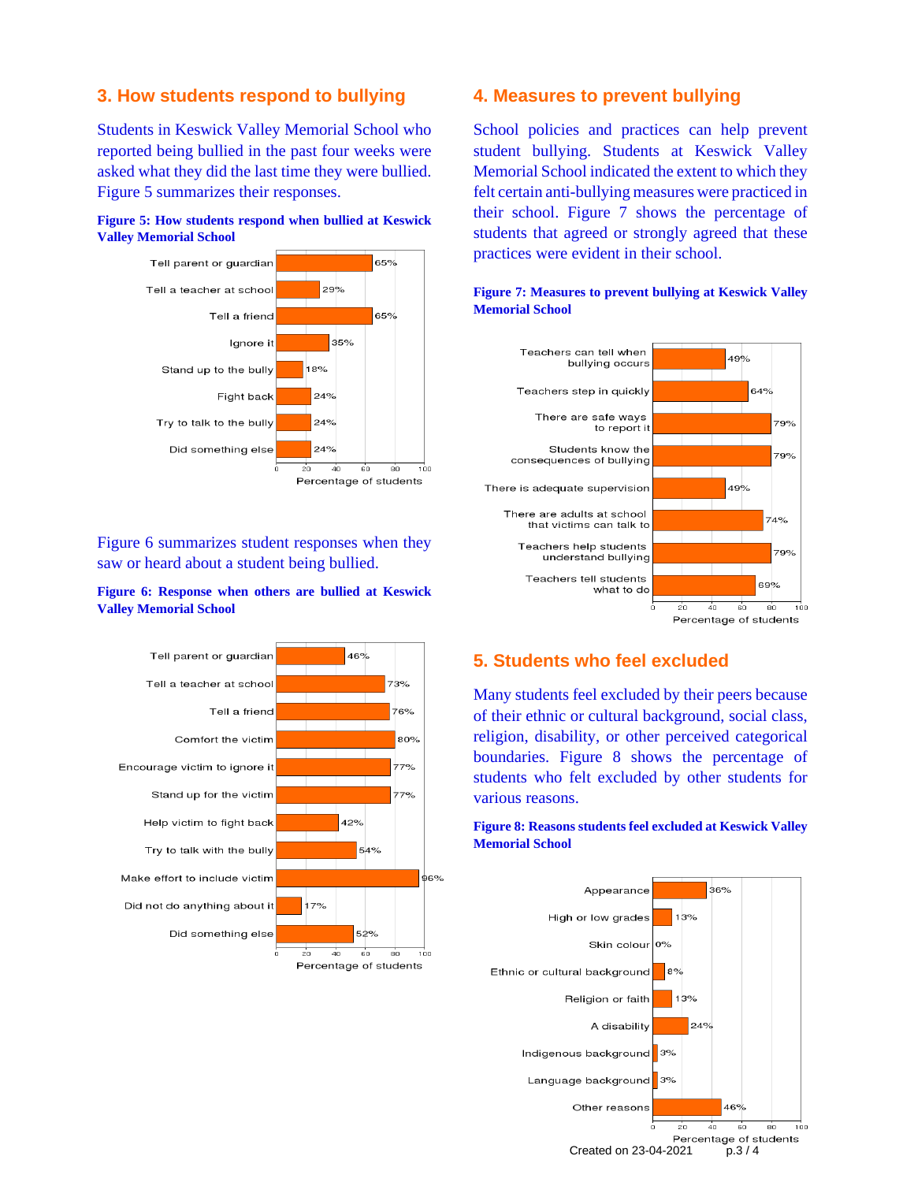## 3. How students respond to bullying

Students in Keswick Valley Memorial School who reported being bullied in the past four weeks were asked what they did the last time they were bullied. Figure 5 summarizes their responses.

**Figure 5: How students respond when bullied at Keswick Valley Memorial School**

| Response | Percentage of students |
|---|---|
| Tell parent or guardian | 65% |
| Tell a teacher at school | 29% |
| Tell a friend | 65% |
| Ignore it | 35% |
| Stand up to the bully | 18% |
| Fight back | 24% |
| Try to talk to the bully | 24% |
| Did something else | 24% |

Figure 6 summarizes student responses when they saw or heard about a student being bullied.

**Figure 6: Response when others are bullied at Keswick Valley Memorial School**

| Response | Percentage of students |
|---|---|
| Tell parent or guardian | 46% |
| Tell a teacher at school | 73% |
| Tell a friend | 76% |
| Comfort the victim | 80% |
| Encourage victim to ignore it | 77% |
| Stand up for the victim | 77% |
| Help victim to fight back | 42% |
| Try to talk with the bully | 54% |
| Make effort to include victim | 96% |
| Did not do anything about it | 17% |
| Did something else | 52% |

## 4. Measures to prevent bullying

School policies and practices can help prevent student bullying. Students at Keswick Valley Memorial School indicated the extent to which they felt certain anti-bullying measures were practiced in their school. Figure 7 shows the percentage of students that agreed or strongly agreed that these practices were evident in their school.

**Figure 7: Measures to prevent bullying at Keswick Valley Memorial School**

| Measure | Percentage of students |
|---|---|
| Teachers can tell when bullying occurs | 49% |
| Teachers step in quickly | 64% |
| There are safe ways to report it | 79% |
| Students know the consequences of bullying | 79% |
| There is adequate supervision | 49% |
| There are adults at school that victims can talk to | 74% |
| Teachers help students understand bullying | 79% |
| Teachers tell students what to do | 69% |

## 5. Students who feel excluded

Many students feel excluded by their peers because of their ethnic or cultural background, social class, religion, disability, or other perceived categorical boundaries. Figure 8 shows the percentage of students who felt excluded by other students for various reasons.

**Figure 8: Reasons students feel excluded at Keswick Valley Memorial School**

| Reason | Percentage of students |
|---|---|
| Appearance | 36% |
| High or low grades | 13% |
| Skin colour | 0% |
| Ethnic or cultural background | 8% |
| Religion or faith | 13% |
| A disability | 24% |
| Indigenous background | 3% |
| Language background | 3% |
| Other reasons | 46% |

Created on 23-04-2021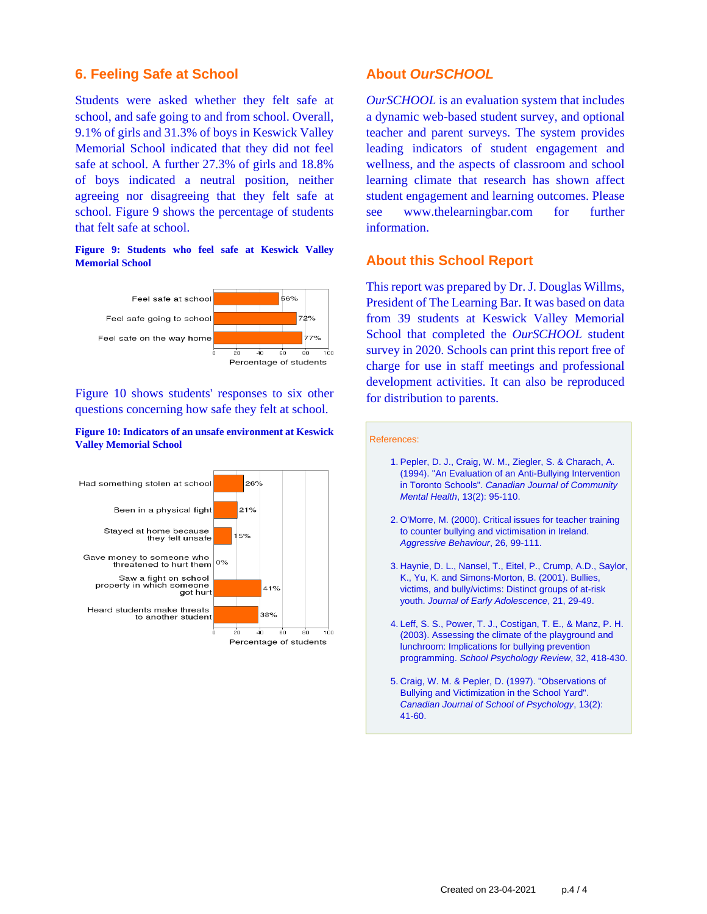## 6. Feeling Safe at School

Students were asked whether they felt safe at school, and safe going to and from school. Overall, 9.1% of girls and 31.3% of boys in Keswick Valley Memorial School indicated that they did not feel safe at school. A further 27.3% of girls and 18.8% of boys indicated a neutral position, neither agreeing nor disagreeing that they felt safe at school. Figure 9 shows the percentage of students that felt safe at school.

**Figure 9: Students who feel safe at Keswick Valley Memorial School**

Feel safe at school 56%
Feel safe going to school 72%
Feel safe on the way home 77%
0 20 40 60 80 100
Percentage of students

Figure 10 shows students' responses to six other questions concerning how safe they felt at school.

**Figure 10: Indicators of an unsafe environment at Keswick Valley Memorial School**

Had something stolen at school 26%
Been in a physical fight 21%
Stayed at home because they felt unsafe 15%
Gave money to someone who threatened to hurt them 0%
Saw a fight on school property in which someone got hurt 41%
Heard students make threats to another student 38%
0 20 40 60 80 100
Percentage of students

## About *OurSCHOOL*

*OurSCHOOL* is an evaluation system that includes a dynamic web-based student survey, and optional teacher and parent surveys. The system provides leading indicators of student engagement and wellness, and the aspects of classroom and school learning climate that research has shown affect student engagement and learning outcomes. Please see www.thelearningbar.com for further information.

## About this School Report

This report was prepared by Dr. J. Douglas Willms, President of The Learning Bar. It was based on data from 39 students at Keswick Valley Memorial School that completed the *OurSCHOOL* student survey in 2020. Schools can print this report free of charge for use in staff meetings and professional development activities. It can also be reproduced for distribution to parents.

References:

1. Pepler, D. J., Craig, W. M., Ziegler, S. & Charach, A. (1994). "An Evaluation of an Anti-Bullying Intervention in Toronto Schools". *Canadian Journal of Community Mental Health*, 13(2): 95-110.
2. O'Morre, M. (2000). Critical issues for teacher training to counter bullying and victimisation in Ireland. *Aggressive Behaviour*, 26, 99-111.
3. Haynie, D. L., Nansel, T., Eitel, P., Crump, A.D., Saylor, K., Yu, K. and Simons-Morton, B. (2001). Bullies, victims, and bully/victims: Distinct groups of at-risk youth. *Journal of Early Adolescence*, 21, 29-49.
4. Leff, S. S., Power, T. J., Costigan, T. E., & Manz, P. H. (2003). Assessing the climate of the playground and lunchroom: Implications for bullying prevention programming. *School Psychology Review*, 32, 418-430.
5. Craig, W. M. & Pepler, D. (1997). "Observations of Bullying and Victimization in the School Yard". *Canadian Journal of School of Psychology*, 13(2): 41-60.

Created on 23-04-2021